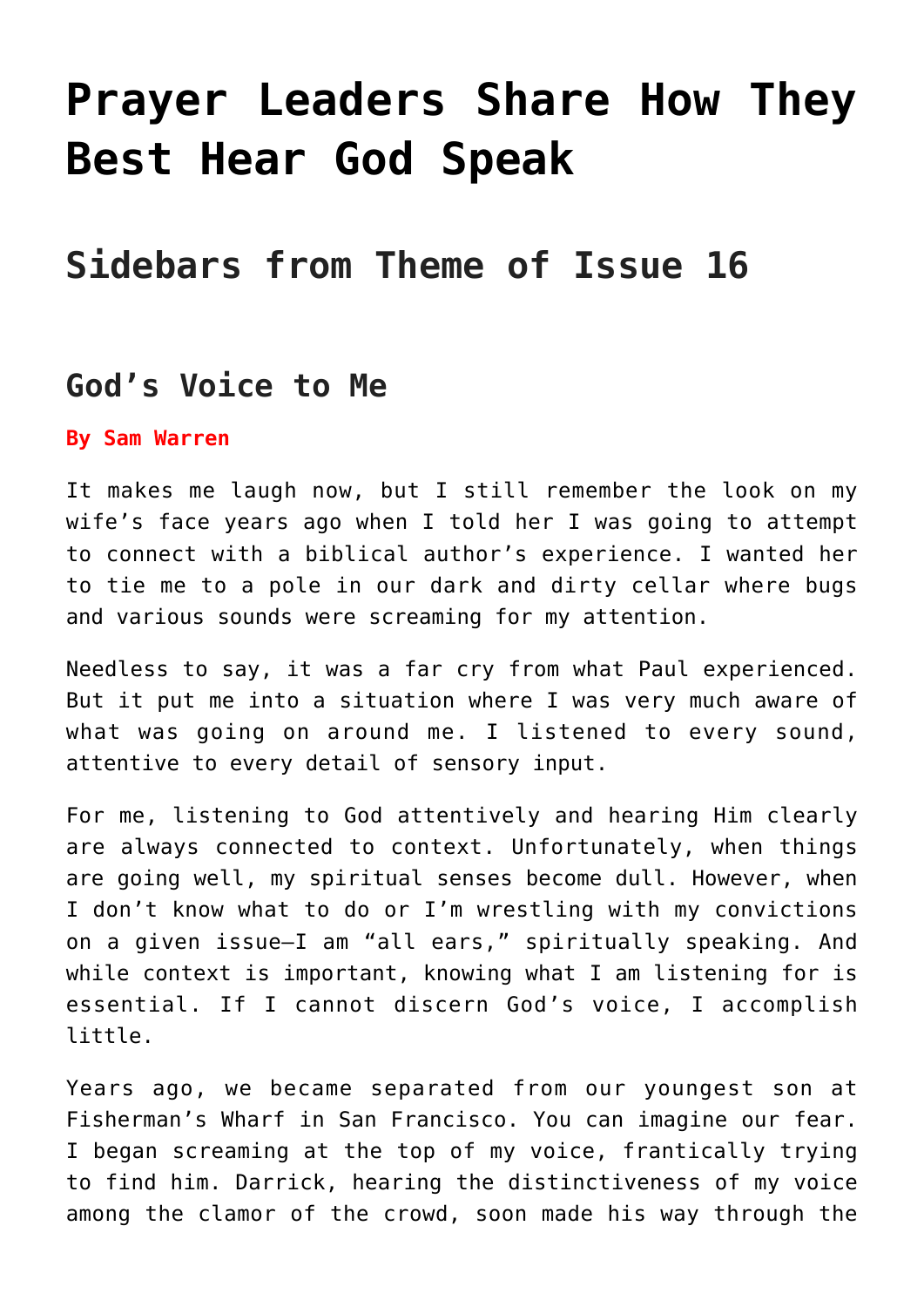# Prayer Leaders Share How They Best Hear God Speak

## Sidebars from Theme of Issue 16

## God's Voice to Me

**By Sam Warren**

It makes me laugh now, but I still remember the look on my wife's face years ago when I told her I was going to attempt to connect with a biblical author's experience. I wanted her to tie me to a pole in our dark and dirty cellar where bugs and various sounds were screaming for my attention.

Needless to say, it was a far cry from what Paul experienced. But it put me into a situation where I was very much aware of what was going on around me. I listened to every sound, attentive to every detail of sensory input.

For me, listening to God attentively and hearing Him clearly are always connected to context. Unfortunately, when things are going well, my spiritual senses become dull. However, when I don't know what to do or I'm wrestling with my convictions on a given issue—I am "all ears," spiritually speaking. And while context is important, knowing what I am listening for is essential. If I cannot discern God's voice, I accomplish little.

Years ago, we became separated from our youngest son at Fisherman's Wharf in San Francisco. You can imagine our fear. I began screaming at the top of my voice, frantically trying to find him. Darrick, hearing the distinctiveness of my voice among the clamor of the crowd, soon made his way through the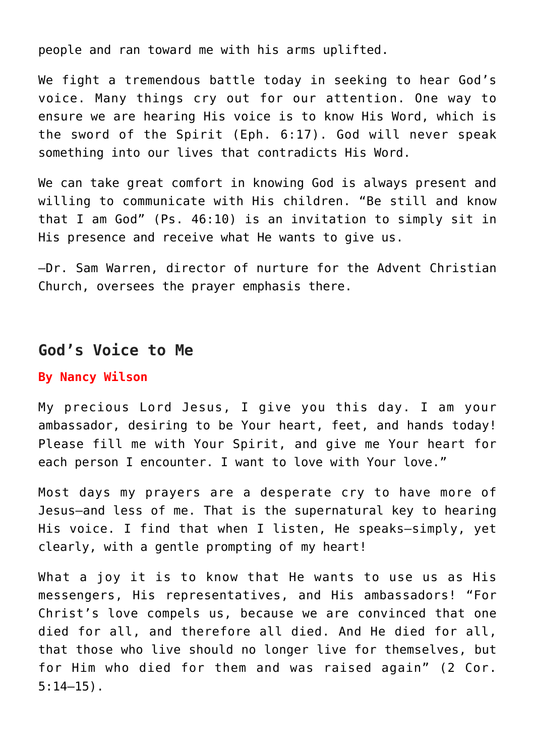people and ran toward me with his arms uplifted.

We fight a tremendous battle today in seeking to hear God's voice. Many things cry out for our attention. One way to ensure we are hearing His voice is to know His Word, which is the sword of the Spirit (Eph. 6:17). God will never speak something into our lives that contradicts His Word.

We can take great comfort in knowing God is always present and willing to communicate with His children. "Be still and know that I am God" (Ps. 46:10) is an invitation to simply sit in His presence and receive what He wants to give us.

—Dr. Sam Warren, director of nurture for the Advent Christian Church, oversees the prayer emphasis there.

## God's Voice to Me

**By Nancy Wilson**

My precious Lord Jesus, I give you this day. I am your ambassador, desiring to be Your heart, feet, and hands today! Please fill me with Your Spirit, and give me Your heart for each person I encounter. I want to love with Your love."

Most days my prayers are a desperate cry to have more of Jesus—and less of me. That is the supernatural key to hearing His voice. I find that when I listen, He speaks—simply, yet clearly, with a gentle prompting of my heart!

What a joy it is to know that He wants to use us as His messengers, His representatives, and His ambassadors! "For Christ's love compels us, because we are convinced that one died for all, and therefore all died. And He died for all, that those who live should no longer live for themselves, but for Him who died for them and was raised again" (2 Cor. 5:14–15).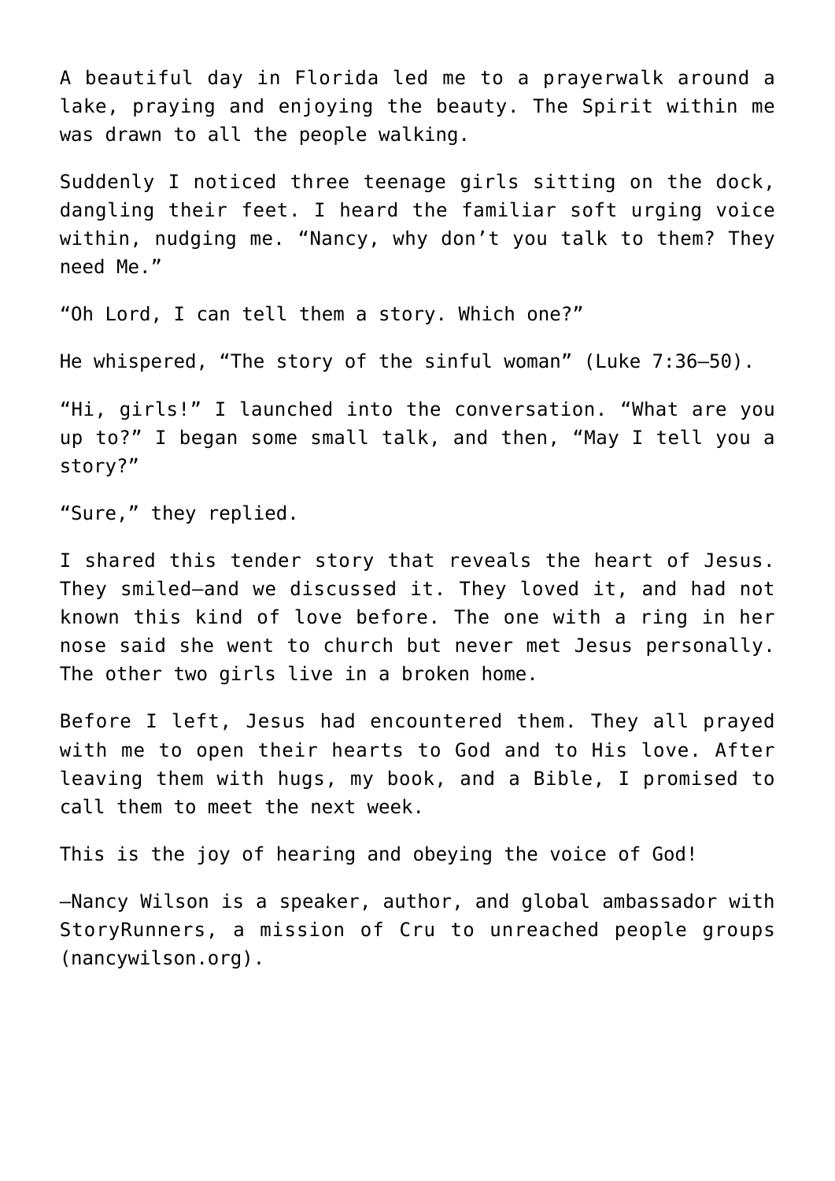A beautiful day in Florida led me to a prayerwalk around a lake, praying and enjoying the beauty. The Spirit within me was drawn to all the people walking.

Suddenly I noticed three teenage girls sitting on the dock, dangling their feet. I heard the familiar soft urging voice within, nudging me. “Nancy, why don’t you talk to them? They need Me.”

“Oh Lord, I can tell them a story. Which one?”

He whispered, “The story of the sinful woman” (Luke 7:36–50).

“Hi, girls!” I launched into the conversation. “What are you up to?” I began some small talk, and then, “May I tell you a story?”

“Sure,” they replied.

I shared this tender story that reveals the heart of Jesus. They smiled—and we discussed it. They loved it, and had not known this kind of love before. The one with a ring in her nose said she went to church but never met Jesus personally. The other two girls live in a broken home.

Before I left, Jesus had encountered them. They all prayed with me to open their hearts to God and to His love. After leaving them with hugs, my book, and a Bible, I promised to call them to meet the next week.

This is the joy of hearing and obeying the voice of God!

—Nancy Wilson is a speaker, author, and global ambassador with StoryRunners, a mission of Cru to unreached people groups (nancywilson.org).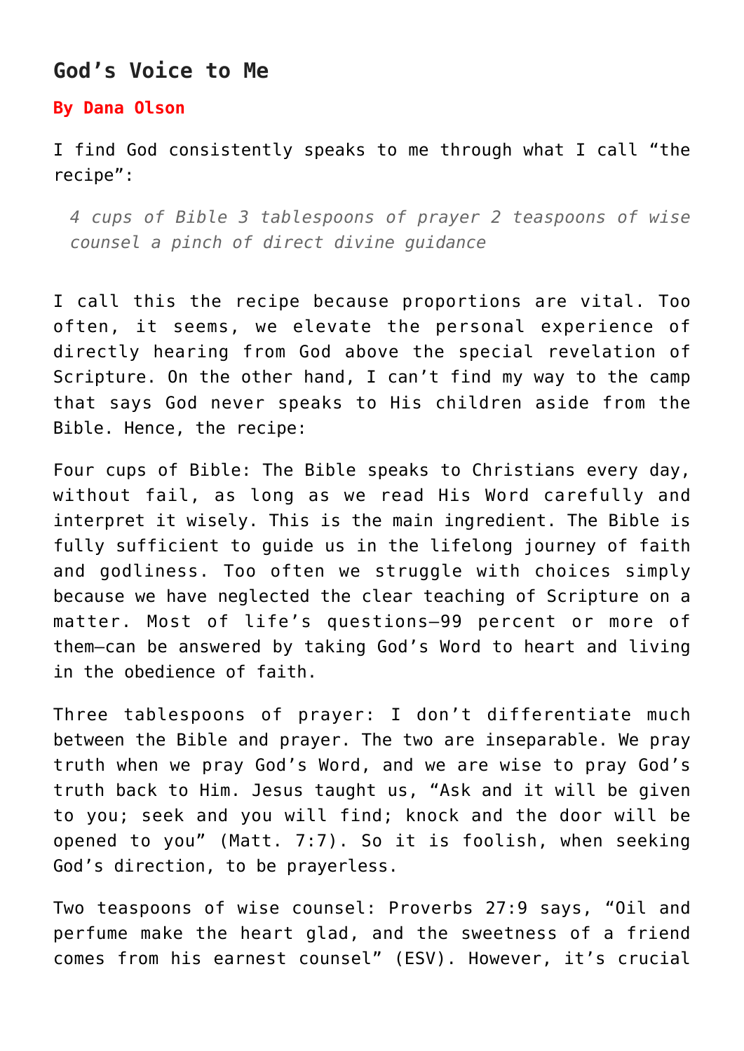## God's Voice to Me

**By Dana Olson**

I find God consistently speaks to me through what I call "the recipe":

> *4 cups of Bible 3 tablespoons of prayer 2 teaspoons of wise counsel a pinch of direct divine guidance*

I call this the recipe because proportions are vital. Too often, it seems, we elevate the personal experience of directly hearing from God above the special revelation of Scripture. On the other hand, I can't find my way to the camp that says God never speaks to His children aside from the Bible. Hence, the recipe:

Four cups of Bible: The Bible speaks to Christians every day, without fail, as long as we read His Word carefully and interpret it wisely. This is the main ingredient. The Bible is fully sufficient to guide us in the lifelong journey of faith and godliness. Too often we struggle with choices simply because we have neglected the clear teaching of Scripture on a matter. Most of life's questions—99 percent or more of them—can be answered by taking God's Word to heart and living in the obedience of faith.

Three tablespoons of prayer: I don't differentiate much between the Bible and prayer. The two are inseparable. We pray truth when we pray God's Word, and we are wise to pray God's truth back to Him. Jesus taught us, "Ask and it will be given to you; seek and you will find; knock and the door will be opened to you" (Matt. 7:7). So it is foolish, when seeking God's direction, to be prayerless.

Two teaspoons of wise counsel: Proverbs 27:9 says, "Oil and perfume make the heart glad, and the sweetness of a friend comes from his earnest counsel" (ESV). However, it's crucial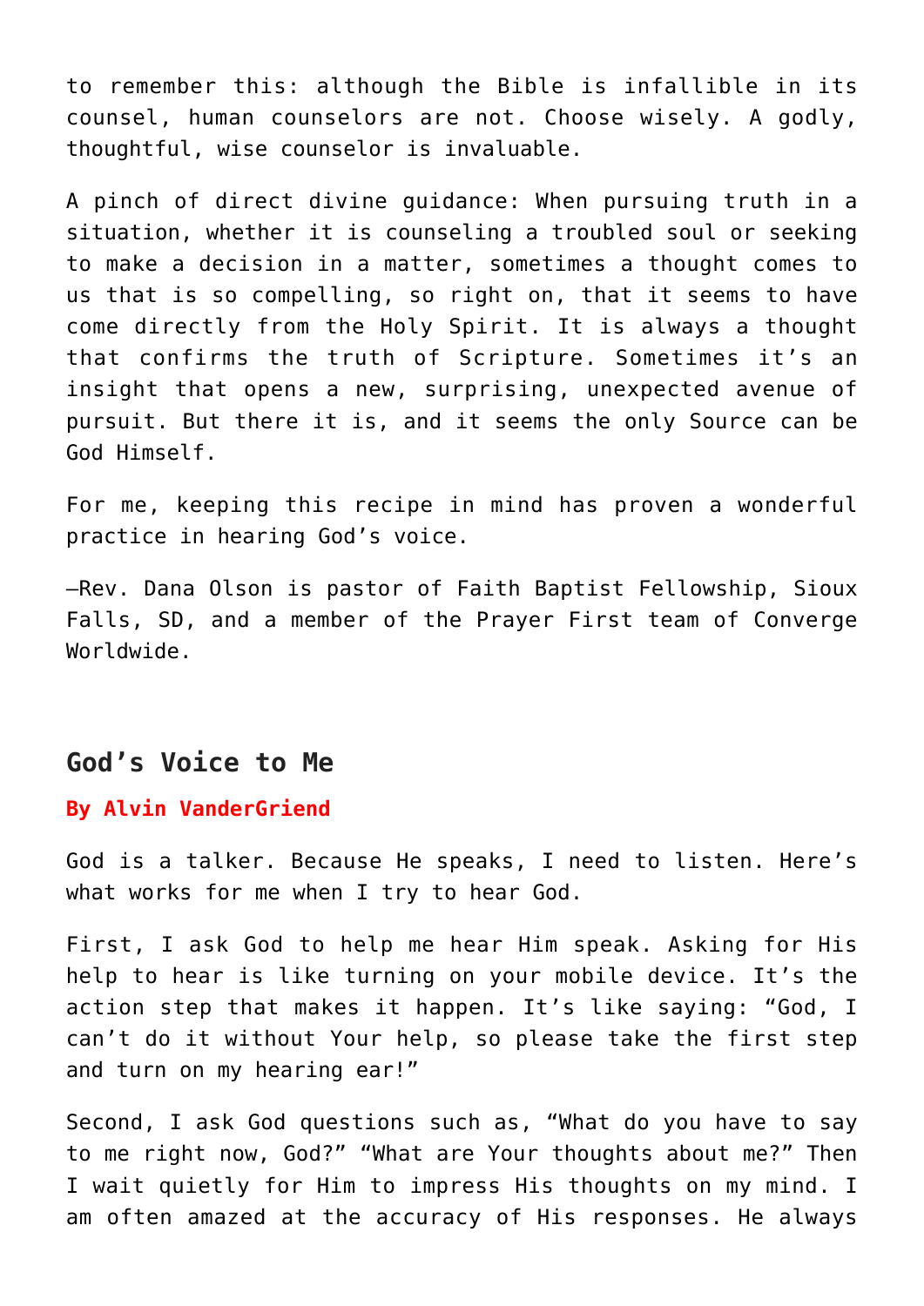to remember this: although the Bible is infallible in its counsel, human counselors are not. Choose wisely. A godly, thoughtful, wise counselor is invaluable.

A pinch of direct divine guidance: When pursuing truth in a situation, whether it is counseling a troubled soul or seeking to make a decision in a matter, sometimes a thought comes to us that is so compelling, so right on, that it seems to have come directly from the Holy Spirit. It is always a thought that confirms the truth of Scripture. Sometimes it's an insight that opens a new, surprising, unexpected avenue of pursuit. But there it is, and it seems the only Source can be God Himself.

For me, keeping this recipe in mind has proven a wonderful practice in hearing God's voice.

—Rev. Dana Olson is pastor of Faith Baptist Fellowship, Sioux Falls, SD, and a member of the Prayer First team of Converge Worldwide.

## God's Voice to Me

**By Alvin VanderGriend**

God is a talker. Because He speaks, I need to listen. Here's what works for me when I try to hear God.

First, I ask God to help me hear Him speak. Asking for His help to hear is like turning on your mobile device. It's the action step that makes it happen. It's like saying: "God, I can't do it without Your help, so please take the first step and turn on my hearing ear!"

Second, I ask God questions such as, "What do you have to say to me right now, God?" "What are Your thoughts about me?" Then I wait quietly for Him to impress His thoughts on my mind. I am often amazed at the accuracy of His responses. He always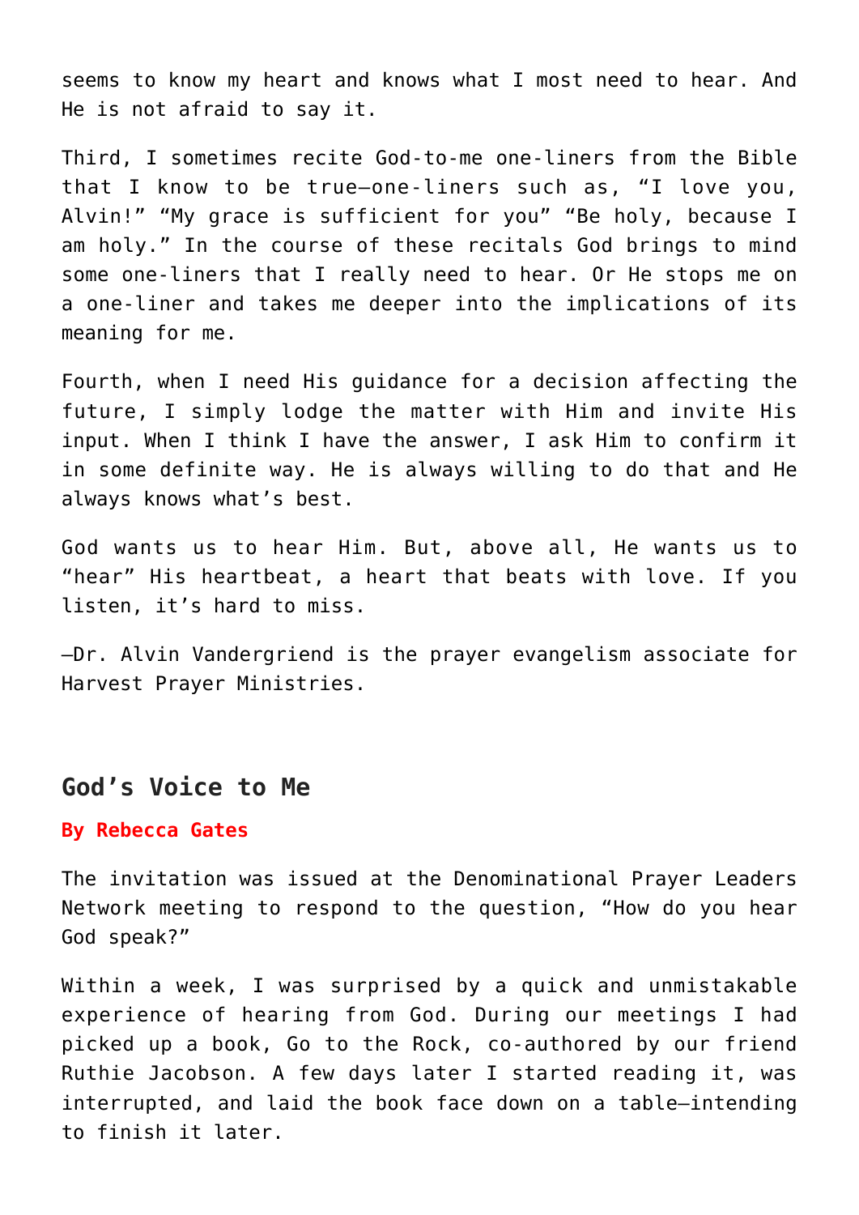seems to know my heart and knows what I most need to hear. And He is not afraid to say it.

Third, I sometimes recite God-to-me one-liners from the Bible that I know to be true—one-liners such as, "I love you, Alvin!" "My grace is sufficient for you" "Be holy, because I am holy." In the course of these recitals God brings to mind some one-liners that I really need to hear. Or He stops me on a one-liner and takes me deeper into the implications of its meaning for me.

Fourth, when I need His guidance for a decision affecting the future, I simply lodge the matter with Him and invite His input. When I think I have the answer, I ask Him to confirm it in some definite way. He is always willing to do that and He always knows what's best.

God wants us to hear Him. But, above all, He wants us to "hear" His heartbeat, a heart that beats with love. If you listen, it's hard to miss.

—Dr. Alvin Vandergriend is the prayer evangelism associate for Harvest Prayer Ministries.

## God's Voice to Me

**By Rebecca Gates**

The invitation was issued at the Denominational Prayer Leaders Network meeting to respond to the question, "How do you hear God speak?"

Within a week, I was surprised by a quick and unmistakable experience of hearing from God. During our meetings I had picked up a book, Go to the Rock, co-authored by our friend Ruthie Jacobson. A few days later I started reading it, was interrupted, and laid the book face down on a table—intending to finish it later.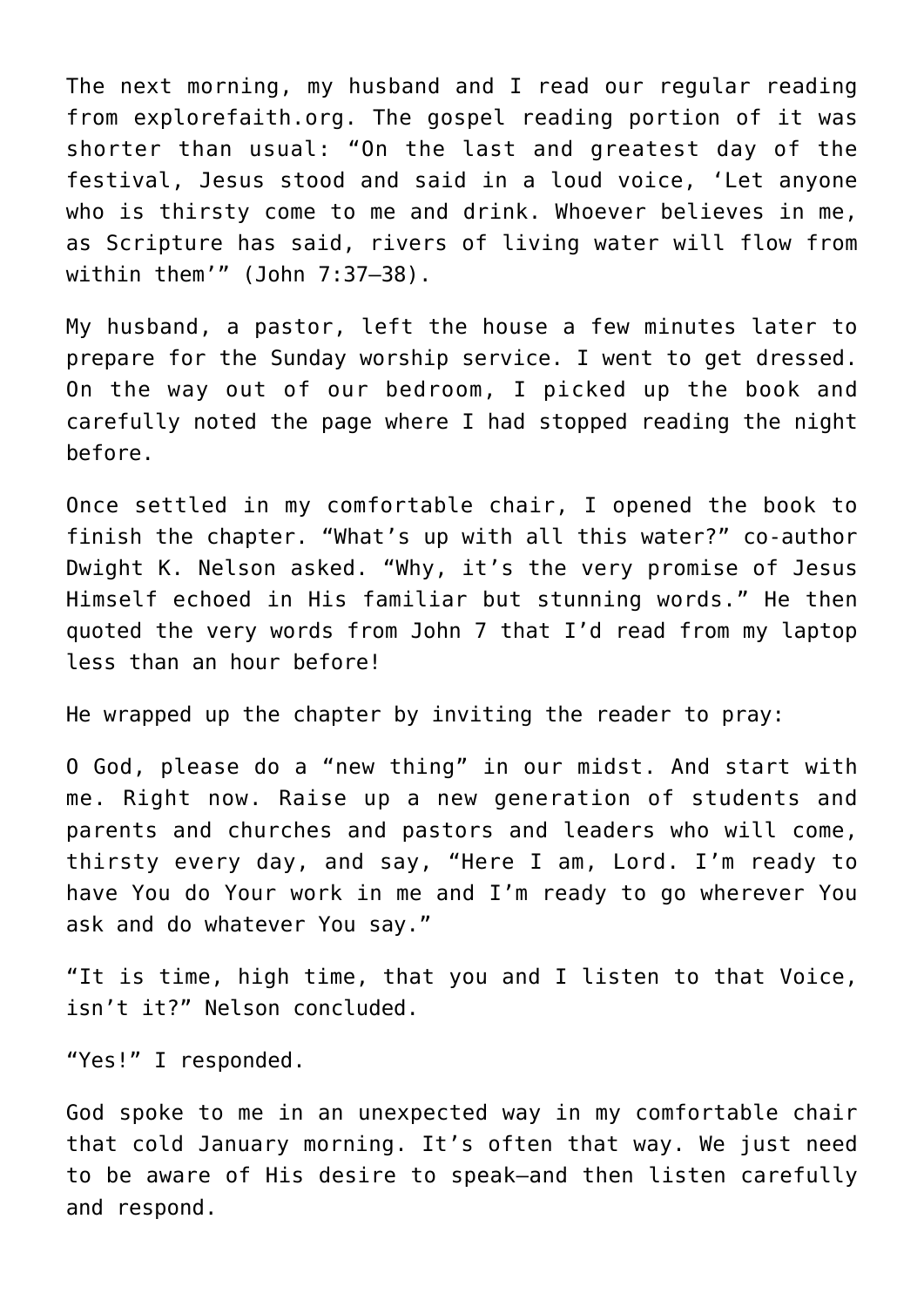The next morning, my husband and I read our regular reading from explorefaith.org. The gospel reading portion of it was shorter than usual: “On the last and greatest day of the festival, Jesus stood and said in a loud voice, ‘Let anyone who is thirsty come to me and drink. Whoever believes in me, as Scripture has said, rivers of living water will flow from within them’” (John 7:37–38).

My husband, a pastor, left the house a few minutes later to prepare for the Sunday worship service. I went to get dressed. On the way out of our bedroom, I picked up the book and carefully noted the page where I had stopped reading the night before.

Once settled in my comfortable chair, I opened the book to finish the chapter. “What’s up with all this water?” co-author Dwight K. Nelson asked. “Why, it’s the very promise of Jesus Himself echoed in His familiar but stunning words.” He then quoted the very words from John 7 that I’d read from my laptop less than an hour before!

He wrapped up the chapter by inviting the reader to pray:

O God, please do a “new thing” in our midst. And start with me. Right now. Raise up a new generation of students and parents and churches and pastors and leaders who will come, thirsty every day, and say, “Here I am, Lord. I’m ready to have You do Your work in me and I’m ready to go wherever You ask and do whatever You say.”

“It is time, high time, that you and I listen to that Voice, isn’t it?” Nelson concluded.

“Yes!” I responded.

God spoke to me in an unexpected way in my comfortable chair that cold January morning. It’s often that way. We just need to be aware of His desire to speak—and then listen carefully and respond.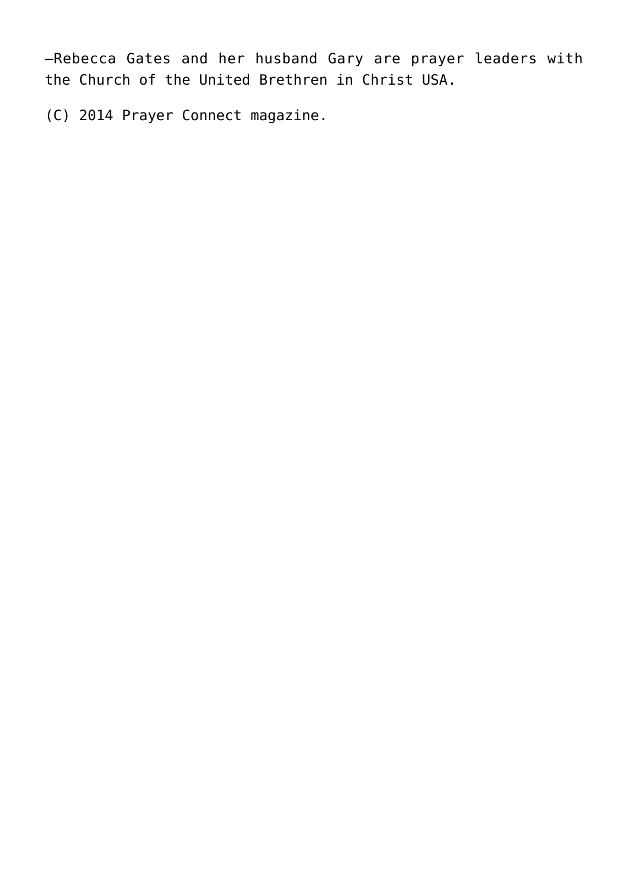—Rebecca Gates and her husband Gary are prayer leaders with the Church of the United Brethren in Christ USA.

(C) 2014 Prayer Connect magazine.